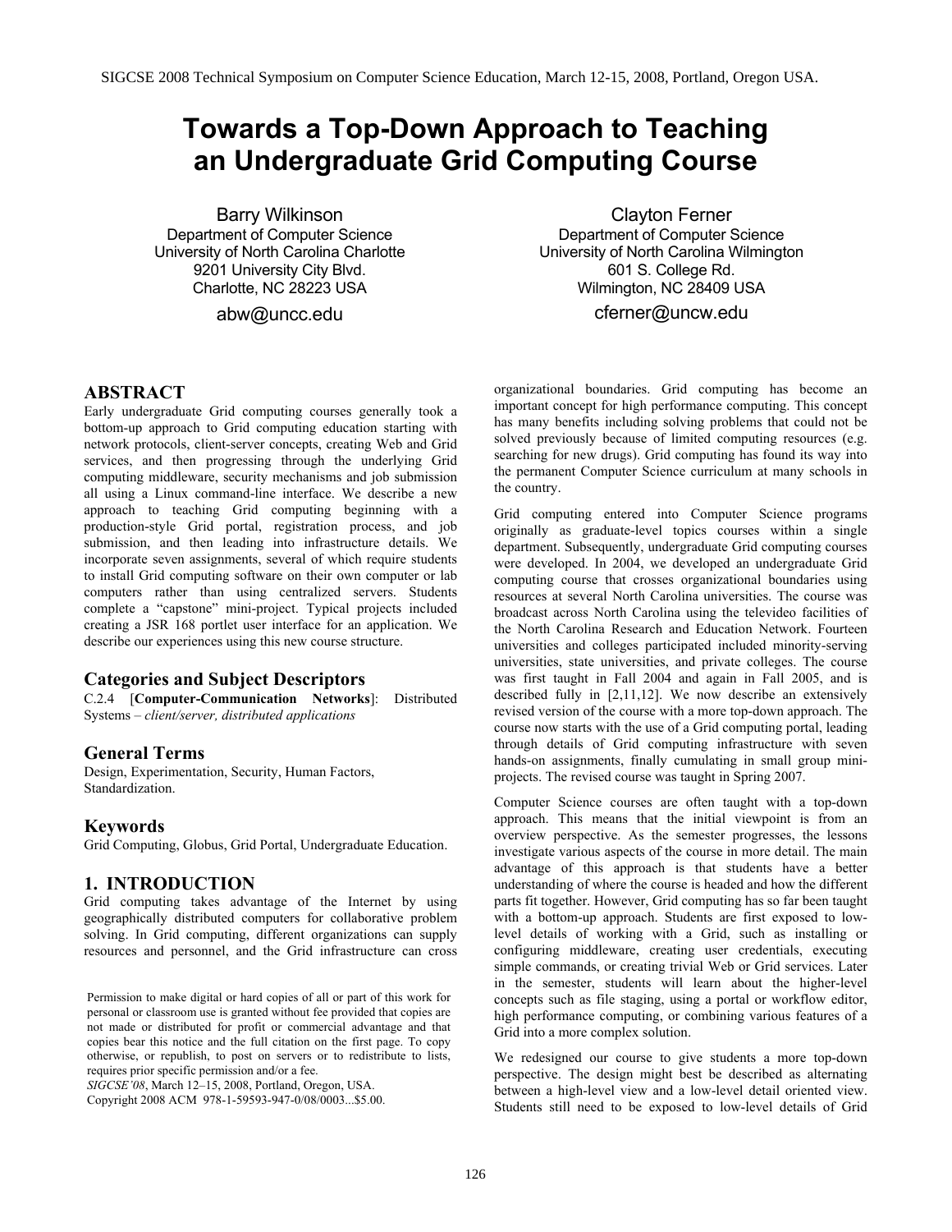# Towards a Top-Down Approach to Teaching an Undergraduate Grid Computing Course

Barry Wilkinson
Department of Computer Science
University of North Carolina Charlotte
9201 University City Blvd.
Charlotte, NC 28223 USA
abw@uncc.edu

Clayton Ferner
Department of Computer Science
University of North Carolina Wilmington
601 S. College Rd.
Wilmington, NC 28409 USA
cferner@uncw.edu

## ABSTRACT

Early undergraduate Grid computing courses generally took a bottom-up approach to Grid computing education starting with network protocols, client-server concepts, creating Web and Grid services, and then progressing through the underlying Grid computing middleware, security mechanisms and job submission all using a Linux command-line interface. We describe a new approach to teaching Grid computing beginning with a production-style Grid portal, registration process, and job submission, and then leading into infrastructure details. We incorporate seven assignments, several of which require students to install Grid computing software on their own computer or lab computers rather than using centralized servers. Students complete a "capstone" mini-project. Typical projects included creating a JSR 168 portlet user interface for an application. We describe our experiences using this new course structure.

## Categories and Subject Descriptors

C.2.4 [**Computer-Communication Networks**]: Distributed Systems – *client/server, distributed applications*

## General Terms

Design, Experimentation, Security, Human Factors, Standardization.

## Keywords

Grid Computing, Globus, Grid Portal, Undergraduate Education.

## 1. INTRODUCTION

Grid computing takes advantage of the Internet by using geographically distributed computers for collaborative problem solving. In Grid computing, different organizations can supply resources and personnel, and the Grid infrastructure can cross organizational boundaries. Grid computing has become an important concept for high performance computing. This concept has many benefits including solving problems that could not be solved previously because of limited computing resources (e.g. searching for new drugs). Grid computing has found its way into the permanent Computer Science curriculum at many schools in the country.

Grid computing entered into Computer Science programs originally as graduate-level topics courses within a single department. Subsequently, undergraduate Grid computing courses were developed. In 2004, we developed an undergraduate Grid computing course that crosses organizational boundaries using resources at several North Carolina universities. The course was broadcast across North Carolina using the televideo facilities of the North Carolina Research and Education Network. Fourteen universities and colleges participated included minority-serving universities, state universities, and private colleges. The course was first taught in Fall 2004 and again in Fall 2005, and is described fully in [2,11,12]. We now describe an extensively revised version of the course with a more top-down approach. The course now starts with the use of a Grid computing portal, leading through details of Grid computing infrastructure with seven hands-on assignments, finally cumulating in small group mini-projects. The revised course was taught in Spring 2007.

Computer Science courses are often taught with a top-down approach. This means that the initial viewpoint is from an overview perspective. As the semester progresses, the lessons investigate various aspects of the course in more detail. The main advantage of this approach is that students have a better understanding of where the course is headed and how the different parts fit together. However, Grid computing has so far been taught with a bottom-up approach. Students are first exposed to low-level details of working with a Grid, such as installing or configuring middleware, creating user credentials, executing simple commands, or creating trivial Web or Grid services. Later in the semester, students will learn about the higher-level concepts such as file staging, using a portal or workflow editor, high performance computing, or combining various features of a Grid into a more complex solution.

We redesigned our course to give students a more top-down perspective. The design might best be described as alternating between a high-level view and a low-level detail oriented view. Students still need to be exposed to low-level details of Grid

Permission to make digital or hard copies of all or part of this work for personal or classroom use is granted without fee provided that copies are not made or distributed for profit or commercial advantage and that copies bear this notice and the full citation on the first page. To copy otherwise, or republish, to post on servers or to redistribute to lists, requires prior specific permission and/or a fee.
*SIGCSE'08*, March 12–15, 2008, Portland, Oregon, USA.
Copyright 2008 ACM 978-1-59593-947-0/08/0003...$5.00.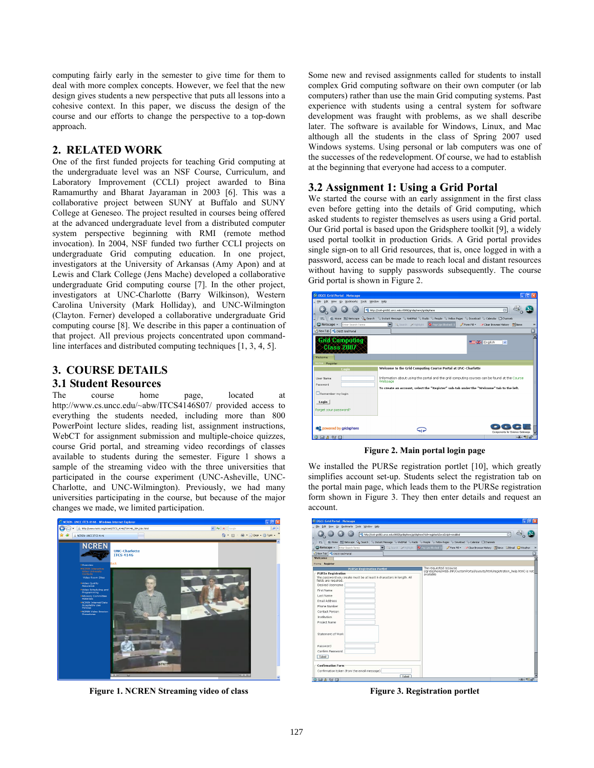computing fairly early in the semester to give time for them to deal with more complex concepts. However, we feel that the new design gives students a new perspective that puts all lessons into a cohesive context. In this paper, we discuss the design of the course and our efforts to change the perspective to a top-down approach.

## 2. RELATED WORK

One of the first funded projects for teaching Grid computing at the undergraduate level was an NSF Course, Curriculum, and Laboratory Improvement (CCLI) project awarded to Bina Ramamurthy and Bharat Jayaraman in 2003 [6]. This was a collaborative project between SUNY at Buffalo and SUNY College at Geneseo. The project resulted in courses being offered at the advanced undergraduate level from a distributed computer system perspective beginning with RMI (remote method invocation). In 2004, NSF funded two further CCLI projects on undergraduate Grid computing education. In one project, investigators at the University of Arkansas (Amy Apon) and at Lewis and Clark College (Jens Mache) developed a collaborative undergraduate Grid computing course [7]. In the other project, investigators at UNC-Charlotte (Barry Wilkinson), Western Carolina University (Mark Holliday), and UNC-Wilmington (Clayton. Ferner) developed a collaborative undergraduate Grid computing course [8]. We describe in this paper a continuation of that project. All previous projects concentrated upon command-line interfaces and distributed computing techniques [1, 3, 4, 5].

## 3. COURSE DETAILS

### 3.1 Student Resources

The course home page, located at http://www.cs.uncc.edu/~abw/ITCS4146S07/ provided access to everything the students needed, including more than 800 PowerPoint lecture slides, reading list, assignment instructions, WebCT for assignment submission and multiple-choice quizzes, course Grid portal, and streaming video recordings of classes available to students during the semester. Figure 1 shows a sample of the streaming video with the three universities that participated in the course experiment (UNC-Asheville, UNC-Charlotte, and UNC-Wilmington). Previously, we had many universities participating in the course, but because of the major changes we made, we limited participation.

**Figure 1. NCREN Streaming video of class**

Some new and revised assignments called for students to install complex Grid computing software on their own computer (or lab computers) rather than use the main Grid computing systems. Past experience with students using a central system for software development was fraught with problems, as we shall describe later. The software is available for Windows, Linux, and Mac although all the students in the class of Spring 2007 used Windows systems. Using personal or lab computers was one of the successes of the redevelopment. Of course, we had to establish at the beginning that everyone had access to a computer.

### 3.2 Assignment 1: Using a Grid Portal

We started the course with an early assignment in the first class even before getting into the details of Grid computing, which asked students to register themselves as users using a Grid portal. Our Grid portal is based upon the Gridsphere toolkit [9], a widely used portal toolkit in production Grids. A Grid portal provides single sign-on to all Grid resources, that is, once logged in with a password, access can be made to reach local and distant resources without having to supply passwords subsequently. The course Grid portal is shown in Figure 2.

**Figure 2. Main portal login page**

We installed the PURSe registration portlet [10], which greatly simplifies account set-up. Students select the registration tab on the portal main page, which leads them to the PURSe registration form shown in Figure 3. They then enter details and request an account.

**Figure 3. Registration portlet**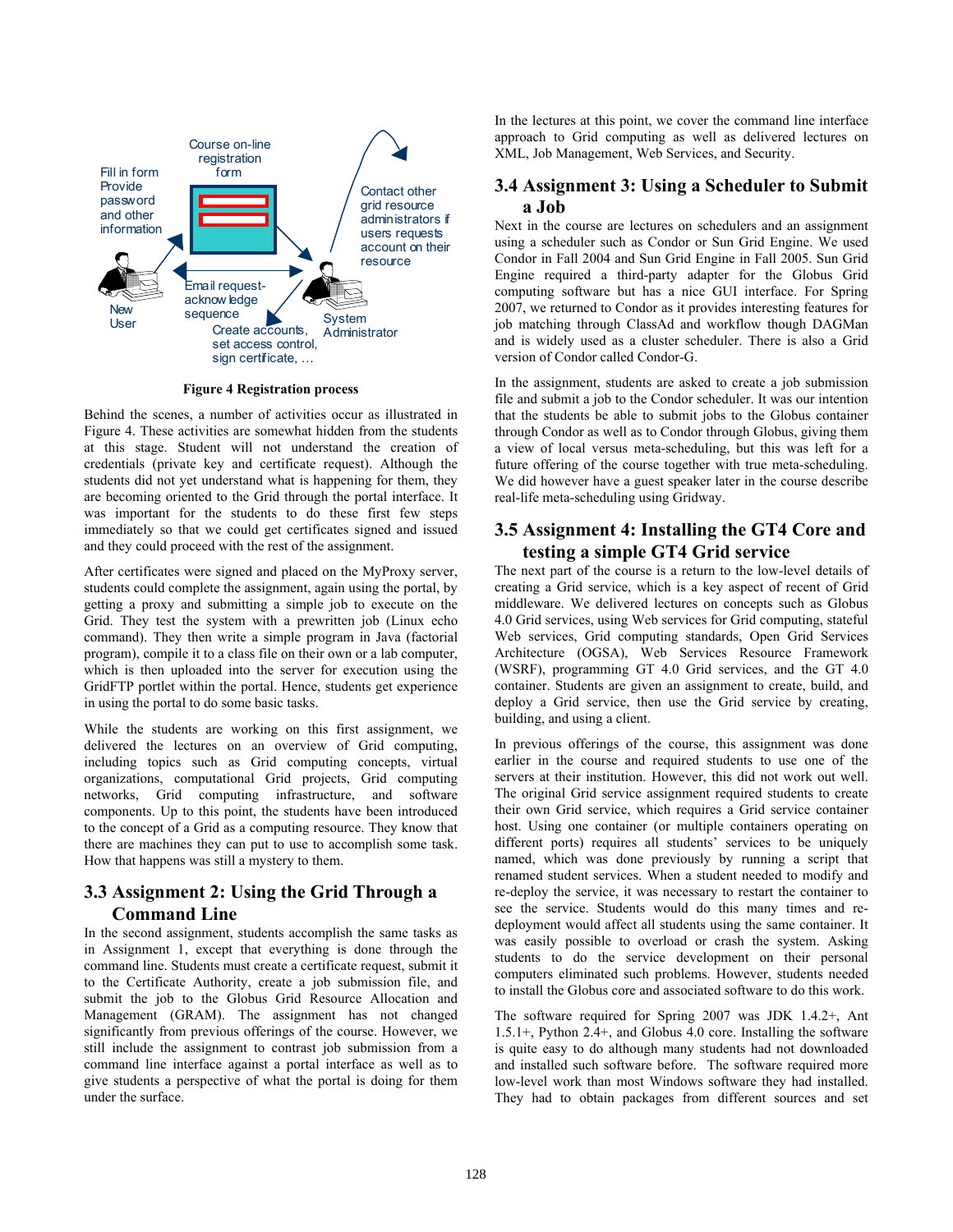Course on-line registration form

Fill in form
Provide password and other information

Contact other grid resource administrators if users requests account on their resource

Email request-acknowledge sequence

New User

System Administrator

Create accounts, set access control, sign certificate, …

**Figure 4 Registration process**

Behind the scenes, a number of activities occur as illustrated in Figure 4. These activities are somewhat hidden from the students at this stage. Student will not understand the creation of credentials (private key and certificate request). Although the students did not yet understand what is happening for them, they are becoming oriented to the Grid through the portal interface. It was important for the students to do these first few steps immediately so that we could get certificates signed and issued and they could proceed with the rest of the assignment.

After certificates were signed and placed on the MyProxy server, students could complete the assignment, again using the portal, by getting a proxy and submitting a simple job to execute on the Grid. They test the system with a prewritten job (Linux echo command). They then write a simple program in Java (factorial program), compile it to a class file on their own or a lab computer, which is then uploaded into the server for execution using the GridFTP portlet within the portal. Hence, students get experience in using the portal to do some basic tasks.

While the students are working on this first assignment, we delivered the lectures on an overview of Grid computing, including topics such as Grid computing concepts, virtual organizations, computational Grid projects, Grid computing networks, Grid computing infrastructure, and software components. Up to this point, the students have been introduced to the concept of a Grid as a computing resource. They know that there are machines they can put to use to accomplish some task. How that happens was still a mystery to them.

## 3.3 Assignment 2: Using the Grid Through a Command Line

In the second assignment, students accomplish the same tasks as in Assignment 1, except that everything is done through the command line. Students must create a certificate request, submit it to the Certificate Authority, create a job submission file, and submit the job to the Globus Grid Resource Allocation and Management (GRAM). The assignment has not changed significantly from previous offerings of the course. However, we still include the assignment to contrast job submission from a command line interface against a portal interface as well as to give students a perspective of what the portal is doing for them under the surface.

In the lectures at this point, we cover the command line interface approach to Grid computing as well as delivered lectures on XML, Job Management, Web Services, and Security.

## 3.4 Assignment 3: Using a Scheduler to Submit a Job

Next in the course are lectures on schedulers and an assignment using a scheduler such as Condor or Sun Grid Engine. We used Condor in Fall 2004 and Sun Grid Engine in Fall 2005. Sun Grid Engine required a third-party adapter for the Globus Grid computing software but has a nice GUI interface. For Spring 2007, we returned to Condor as it provides interesting features for job matching through ClassAd and workflow though DAGMan and is widely used as a cluster scheduler. There is also a Grid version of Condor called Condor-G.

In the assignment, students are asked to create a job submission file and submit a job to the Condor scheduler. It was our intention that the students be able to submit jobs to the Globus container through Condor as well as to Condor through Globus, giving them a view of local versus meta-scheduling, but this was left for a future offering of the course together with true meta-scheduling. We did however have a guest speaker later in the course describe real-life meta-scheduling using Gridway.

## 3.5 Assignment 4: Installing the GT4 Core and testing a simple GT4 Grid service

The next part of the course is a return to the low-level details of creating a Grid service, which is a key aspect of recent of Grid middleware. We delivered lectures on concepts such as Globus 4.0 Grid services, using Web services for Grid computing, stateful Web services, Grid computing standards, Open Grid Services Architecture (OGSA), Web Services Resource Framework (WSRF), programming GT 4.0 Grid services, and the GT 4.0 container. Students are given an assignment to create, build, and deploy a Grid service, then use the Grid service by creating, building, and using a client.

In previous offerings of the course, this assignment was done earlier in the course and required students to use one of the servers at their institution. However, this did not work out well. The original Grid service assignment required students to create their own Grid service, which requires a Grid service container host. Using one container (or multiple containers operating on different ports) requires all students' services to be uniquely named, which was done previously by running a script that renamed student services. When a student needed to modify and re-deploy the service, it was necessary to restart the container to see the service. Students would do this many times and re-deployment would affect all students using the same container. It was easily possible to overload or crash the system. Asking students to do the service development on their personal computers eliminated such problems. However, students needed to install the Globus core and associated software to do this work.

The software required for Spring 2007 was JDK 1.4.2+, Ant 1.5.1+, Python 2.4+, and Globus 4.0 core. Installing the software is quite easy to do although many students had not downloaded and installed such software before. The software required more low-level work than most Windows software they had installed. They had to obtain packages from different sources and set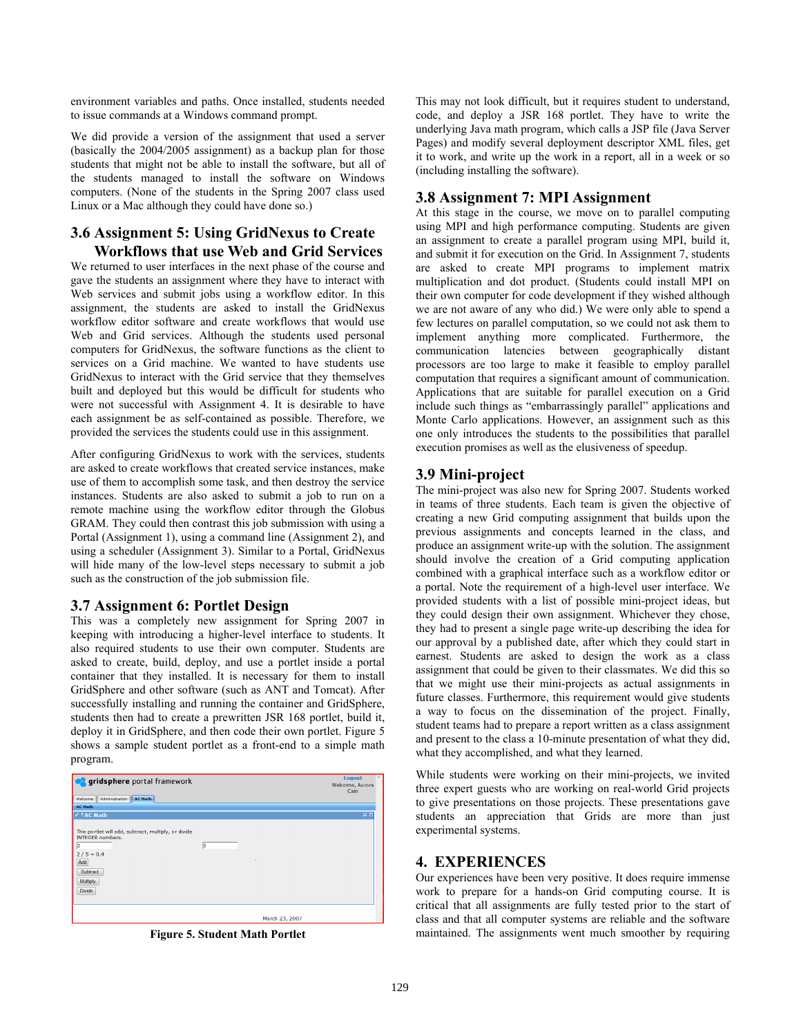environment variables and paths. Once installed, students needed to issue commands at a Windows command prompt.

We did provide a version of the assignment that used a server (basically the 2004/2005 assignment) as a backup plan for those students that might not be able to install the software, but all of the students managed to install the software on Windows computers. (None of the students in the Spring 2007 class used Linux or a Mac although they could have done so.)

### 3.6 Assignment 5: Using GridNexus to Create Workflows that use Web and Grid Services

We returned to user interfaces in the next phase of the course and gave the students an assignment where they have to interact with Web services and submit jobs using a workflow editor. In this assignment, the students are asked to install the GridNexus workflow editor software and create workflows that would use Web and Grid services. Although the students used personal computers for GridNexus, the software functions as the client to services on a Grid machine. We wanted to have students use GridNexus to interact with the Grid service that they themselves built and deployed but this would be difficult for students who were not successful with Assignment 4. It is desirable to have each assignment be as self-contained as possible. Therefore, we provided the services the students could use in this assignment.

After configuring GridNexus to work with the services, students are asked to create workflows that created service instances, make use of them to accomplish some task, and then destroy the service instances. Students are also asked to submit a job to run on a remote machine using the workflow editor through the Globus GRAM. They could then contrast this job submission with using a Portal (Assignment 1), using a command line (Assignment 2), and using a scheduler (Assignment 3). Similar to a Portal, GridNexus will hide many of the low-level steps necessary to submit a job such as the construction of the job submission file.

### 3.7 Assignment 6: Portlet Design

This was a completely new assignment for Spring 2007 in keeping with introducing a higher-level interface to students. It also required students to use their own computer. Students are asked to create, build, deploy, and use a portlet inside a portal container that they installed. It is necessary for them to install GridSphere and other software (such as ANT and Tomcat). After successfully installing and running the container and GridSphere, students then had to create a prewritten JSR 168 portlet, build it, deploy it in GridSphere, and then code their own portlet. Figure 5 shows a sample student portlet as a front-end to a simple math program.

gridsphere portal framework

Logout
Welcome, Aurora Cain

Welcome | Administration | AC Math

AC Math

AC Math

This portlet will add, subtract, multiply, or divide INTEGER numbers.

2 | 5

2 / 5 = 0.4

Add
Subtract
Multiply
Divide

March 23, 2007

**Figure 5. Student Math Portlet**

This may not look difficult, but it requires student to understand, code, and deploy a JSR 168 portlet. They have to write the underlying Java math program, which calls a JSP file (Java Server Pages) and modify several deployment descriptor XML files, get it to work, and write up the work in a report, all in a week or so (including installing the software).

### 3.8 Assignment 7: MPI Assignment

At this stage in the course, we move on to parallel computing using MPI and high performance computing. Students are given an assignment to create a parallel program using MPI, build it, and submit it for execution on the Grid. In Assignment 7, students are asked to create MPI programs to implement matrix multiplication and dot product. (Students could install MPI on their own computer for code development if they wished although we are not aware of any who did.) We were only able to spend a few lectures on parallel computation, so we could not ask them to implement anything more complicated. Furthermore, the communication latencies between geographically distant processors are too large to make it feasible to employ parallel computation that requires a significant amount of communication. Applications that are suitable for parallel execution on a Grid include such things as "embarrassingly parallel" applications and Monte Carlo applications. However, an assignment such as this one only introduces the students to the possibilities that parallel execution promises as well as the elusiveness of speedup.

### 3.9 Mini-project

The mini-project was also new for Spring 2007. Students worked in teams of three students. Each team is given the objective of creating a new Grid computing assignment that builds upon the previous assignments and concepts learned in the class, and produce an assignment write-up with the solution. The assignment should involve the creation of a Grid computing application combined with a graphical interface such as a workflow editor or a portal. Note the requirement of a high-level user interface. We provided students with a list of possible mini-project ideas, but they could design their own assignment. Whichever they chose, they had to present a single page write-up describing the idea for our approval by a published date, after which they could start in earnest. Students are asked to design the work as a class assignment that could be given to their classmates. We did this so that we might use their mini-projects as actual assignments in future classes. Furthermore, this requirement would give students a way to focus on the dissemination of the project. Finally, student teams had to prepare a report written as a class assignment and present to the class a 10-minute presentation of what they did, what they accomplished, and what they learned.

While students were working on their mini-projects, we invited three expert guests who are working on real-world Grid projects to give presentations on those projects. These presentations gave students an appreciation that Grids are more than just experimental systems.

## 4. EXPERIENCES

Our experiences have been very positive. It does require immense work to prepare for a hands-on Grid computing course. It is critical that all assignments are fully tested prior to the start of class and that all computer systems are reliable and the software maintained. The assignments went much smoother by requiring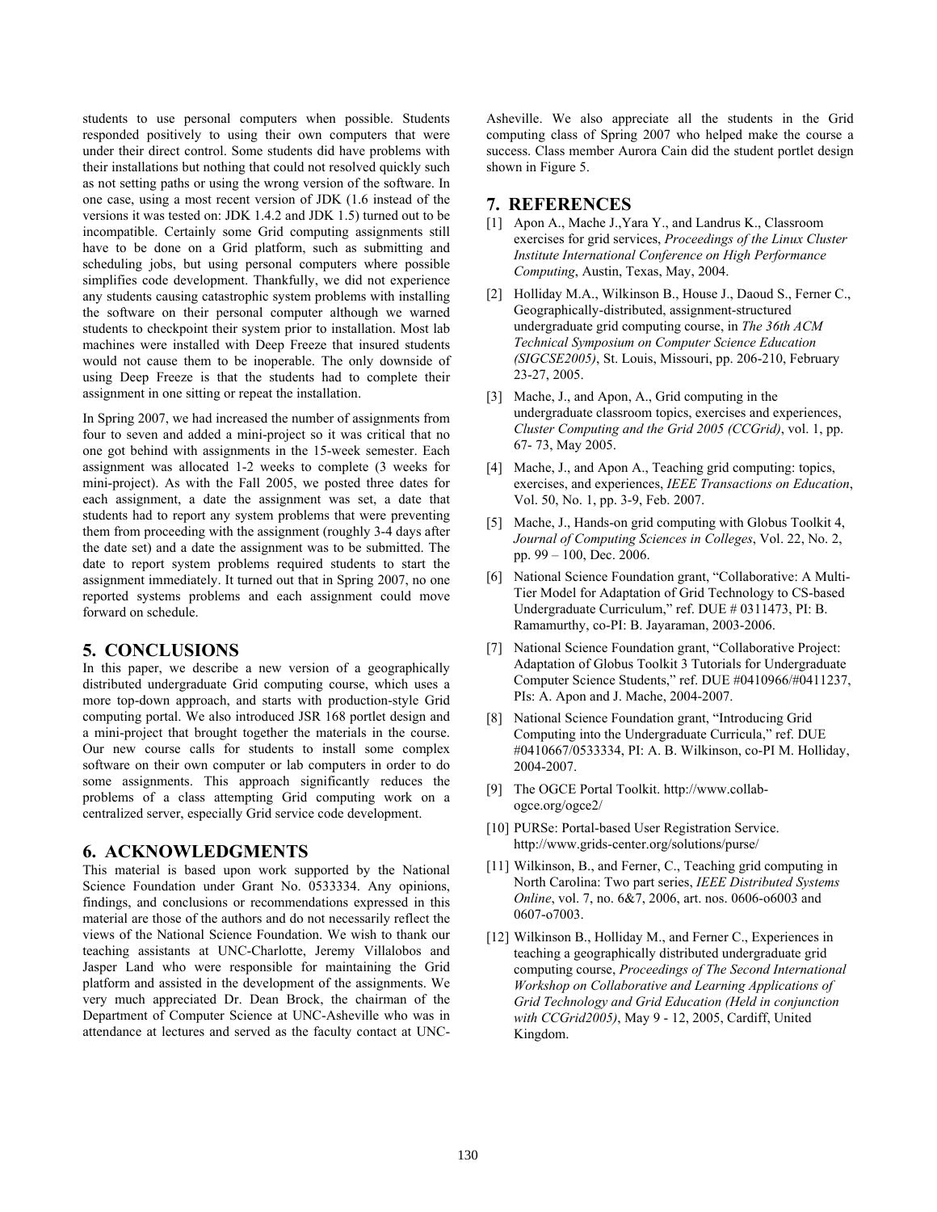students to use personal computers when possible. Students responded positively to using their own computers that were under their direct control. Some students did have problems with their installations but nothing that could not resolved quickly such as not setting paths or using the wrong version of the software. In one case, using a most recent version of JDK (1.6 instead of the versions it was tested on: JDK 1.4.2 and JDK 1.5) turned out to be incompatible. Certainly some Grid computing assignments still have to be done on a Grid platform, such as submitting and scheduling jobs, but using personal computers where possible simplifies code development. Thankfully, we did not experience any students causing catastrophic system problems with installing the software on their personal computer although we warned students to checkpoint their system prior to installation. Most lab machines were installed with Deep Freeze that insured students would not cause them to be inoperable. The only downside of using Deep Freeze is that the students had to complete their assignment in one sitting or repeat the installation.

In Spring 2007, we had increased the number of assignments from four to seven and added a mini-project so it was critical that no one got behind with assignments in the 15-week semester. Each assignment was allocated 1-2 weeks to complete (3 weeks for mini-project). As with the Fall 2005, we posted three dates for each assignment, a date the assignment was set, a date that students had to report any system problems that were preventing them from proceeding with the assignment (roughly 3-4 days after the date set) and a date the assignment was to be submitted. The date to report system problems required students to start the assignment immediately. It turned out that in Spring 2007, no one reported systems problems and each assignment could move forward on schedule.

## 5. CONCLUSIONS

In this paper, we describe a new version of a geographically distributed undergraduate Grid computing course, which uses a more top-down approach, and starts with production-style Grid computing portal. We also introduced JSR 168 portlet design and a mini-project that brought together the materials in the course. Our new course calls for students to install some complex software on their own computer or lab computers in order to do some assignments. This approach significantly reduces the problems of a class attempting Grid computing work on a centralized server, especially Grid service code development.

## 6. ACKNOWLEDGMENTS

This material is based upon work supported by the National Science Foundation under Grant No. 0533334. Any opinions, findings, and conclusions or recommendations expressed in this material are those of the authors and do not necessarily reflect the views of the National Science Foundation. We wish to thank our teaching assistants at UNC-Charlotte, Jeremy Villalobos and Jasper Land who were responsible for maintaining the Grid platform and assisted in the development of the assignments. We very much appreciated Dr. Dean Brock, the chairman of the Department of Computer Science at UNC-Asheville who was in attendance at lectures and served as the faculty contact at UNC-Asheville. We also appreciate all the students in the Grid computing class of Spring 2007 who helped make the course a success. Class member Aurora Cain did the student portlet design shown in Figure 5.

## 7. REFERENCES

[1] Apon A., Mache J.,Yara Y., and Landrus K., Classroom exercises for grid services, *Proceedings of the Linux Cluster Institute International Conference on High Performance Computing*, Austin, Texas, May, 2004.

[2] Holliday M.A., Wilkinson B., House J., Daoud S., Ferner C., Geographically-distributed, assignment-structured undergraduate grid computing course, in *The 36th ACM Technical Symposium on Computer Science Education (SIGCSE2005)*, St. Louis, Missouri, pp. 206-210, February 23-27, 2005.

[3] Mache, J., and Apon, A., Grid computing in the undergraduate classroom topics, exercises and experiences, *Cluster Computing and the Grid 2005 (CCGrid)*, vol. 1, pp. 67- 73, May 2005.

[4] Mache, J., and Apon A., Teaching grid computing: topics, exercises, and experiences, *IEEE Transactions on Education*, Vol. 50, No. 1, pp. 3-9, Feb. 2007.

[5] Mache, J., Hands-on grid computing with Globus Toolkit 4, *Journal of Computing Sciences in Colleges*, Vol. 22, No. 2, pp. 99 – 100, Dec. 2006.

[6] National Science Foundation grant, "Collaborative: A Multi-Tier Model for Adaptation of Grid Technology to CS-based Undergraduate Curriculum," ref. DUE # 0311473, PI: B. Ramamurthy, co-PI: B. Jayaraman, 2003-2006.

[7] National Science Foundation grant, "Collaborative Project: Adaptation of Globus Toolkit 3 Tutorials for Undergraduate Computer Science Students," ref. DUE #0410966/#0411237, PIs: A. Apon and J. Mache, 2004-2007.

[8] National Science Foundation grant, "Introducing Grid Computing into the Undergraduate Curricula," ref. DUE #0410667/0533334, PI: A. B. Wilkinson, co-PI M. Holliday, 2004-2007.

[9] The OGCE Portal Toolkit. http://www.collab-ogce.org/ogce2/

[10] PURSe: Portal-based User Registration Service. http://www.grids-center.org/solutions/purse/

[11] Wilkinson, B., and Ferner, C., Teaching grid computing in North Carolina: Two part series, *IEEE Distributed Systems Online*, vol. 7, no. 6&7, 2006, art. nos. 0606-o6003 and 0607-o7003.

[12] Wilkinson B., Holliday M., and Ferner C., Experiences in teaching a geographically distributed undergraduate grid computing course, *Proceedings of The Second International Workshop on Collaborative and Learning Applications of Grid Technology and Grid Education (Held in conjunction with CCGrid2005)*, May 9 - 12, 2005, Cardiff, United Kingdom.